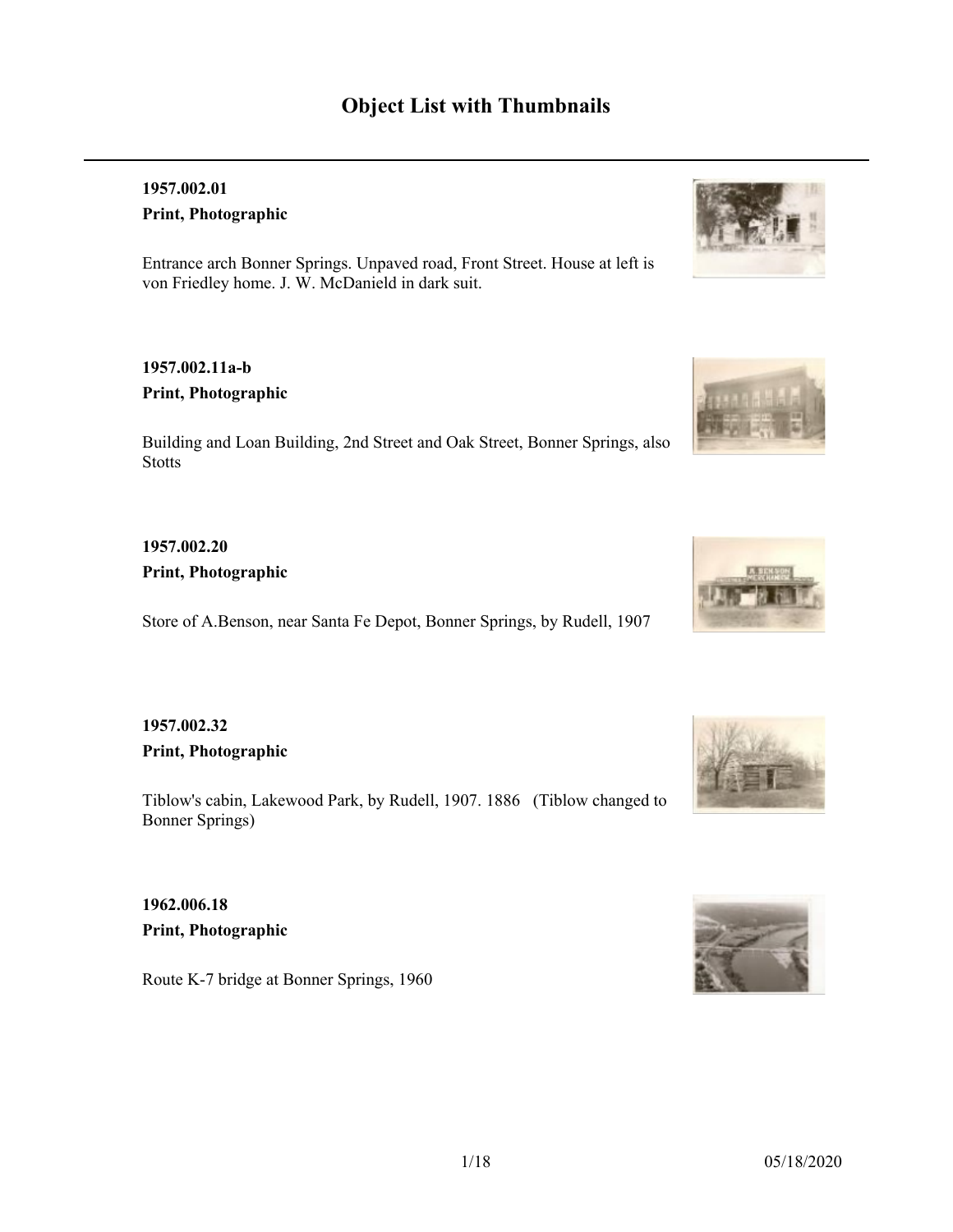# Object List with Thumbnails

**1957.002.01**

**Print, Photographic**

Entrance arch Bonner Springs. Unpaved road, Front Street. House at left is von Friedley home. J. W. McDanield in dark suit.

**1957.002.11a-b**

**Print, Photographic**

Building and Loan Building, 2nd Street and Oak Street, Bonner Springs, also Stotts

**1957.002.20**

**Print, Photographic**

Store of A.Benson, near Santa Fe Depot, Bonner Springs, by Rudell, 1907

**1957.002.32**

**Print, Photographic**

Tiblow's cabin, Lakewood Park, by Rudell, 1907. 1886 (Tiblow changed to Bonner Springs)

**1962.006.18**

**Print, Photographic**

Route K-7 bridge at Bonner Springs, 1960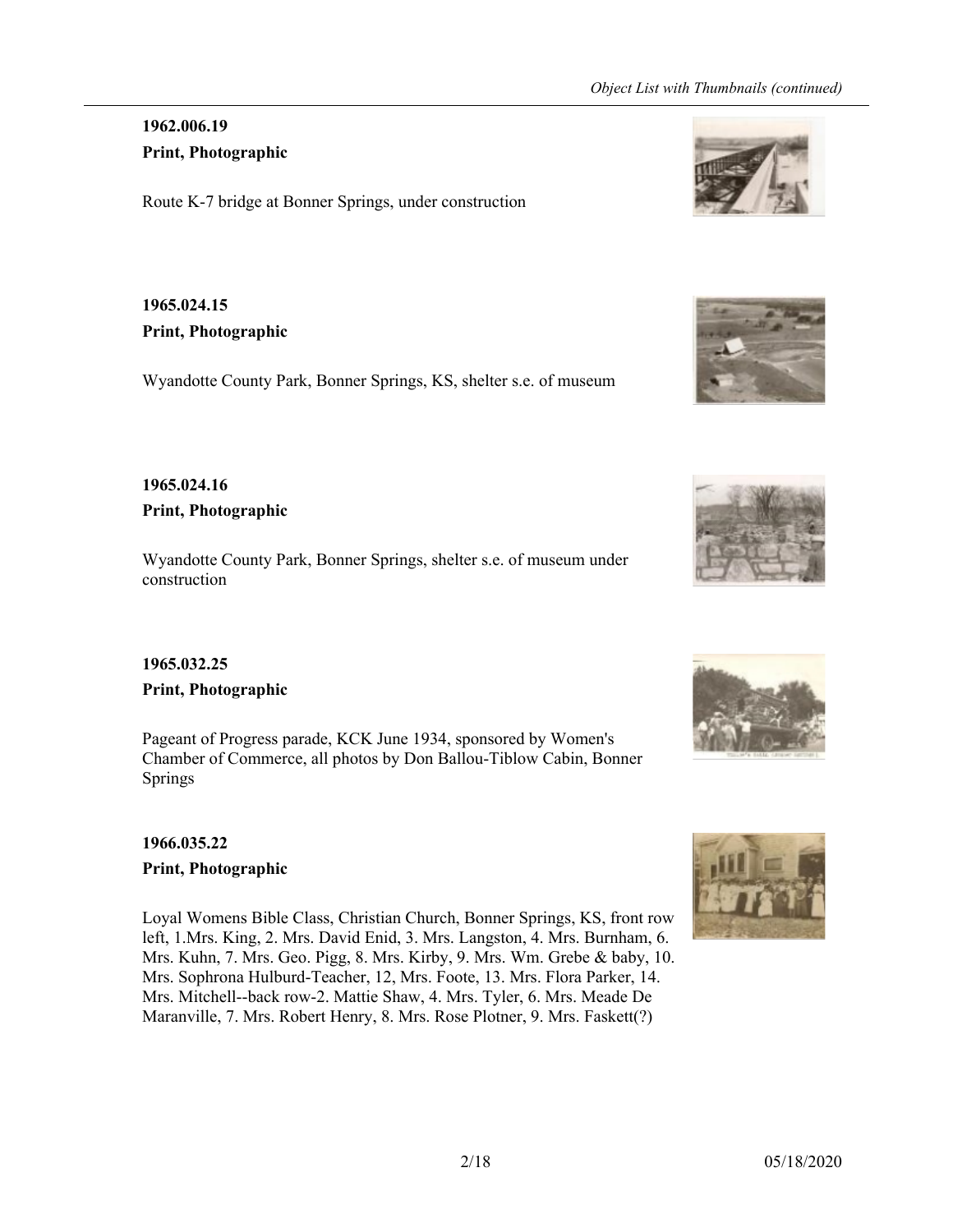**1962.006.19**

**Print, Photographic**

Route K-7 bridge at Bonner Springs, under construction

**1965.024.15**

**Print, Photographic**

Wyandotte County Park, Bonner Springs, KS, shelter s.e. of museum

**1965.024.16**

**Print, Photographic**

Wyandotte County Park, Bonner Springs, shelter s.e. of museum under construction

**1965.032.25**

**Print, Photographic**

Pageant of Progress parade, KCK June 1934, sponsored by Women's Chamber of Commerce, all photos by Don Ballou-Tiblow Cabin, Bonner Springs

**1966.035.22**

**Print, Photographic**

Loyal Womens Bible Class, Christian Church, Bonner Springs, KS, front row left, 1.Mrs. King, 2. Mrs. David Enid, 3. Mrs. Langston, 4. Mrs. Burnham, 6. Mrs. Kuhn, 7. Mrs. Geo. Pigg, 8. Mrs. Kirby, 9. Mrs. Wm. Grebe & baby, 10. Mrs. Sophrona Hulburd-Teacher, 12, Mrs. Foote, 13. Mrs. Flora Parker, 14. Mrs. Mitchell--back row-2. Mattie Shaw, 4. Mrs. Tyler, 6. Mrs. Meade De Maranville, 7. Mrs. Robert Henry, 8. Mrs. Rose Plotner, 9. Mrs. Faskett(?)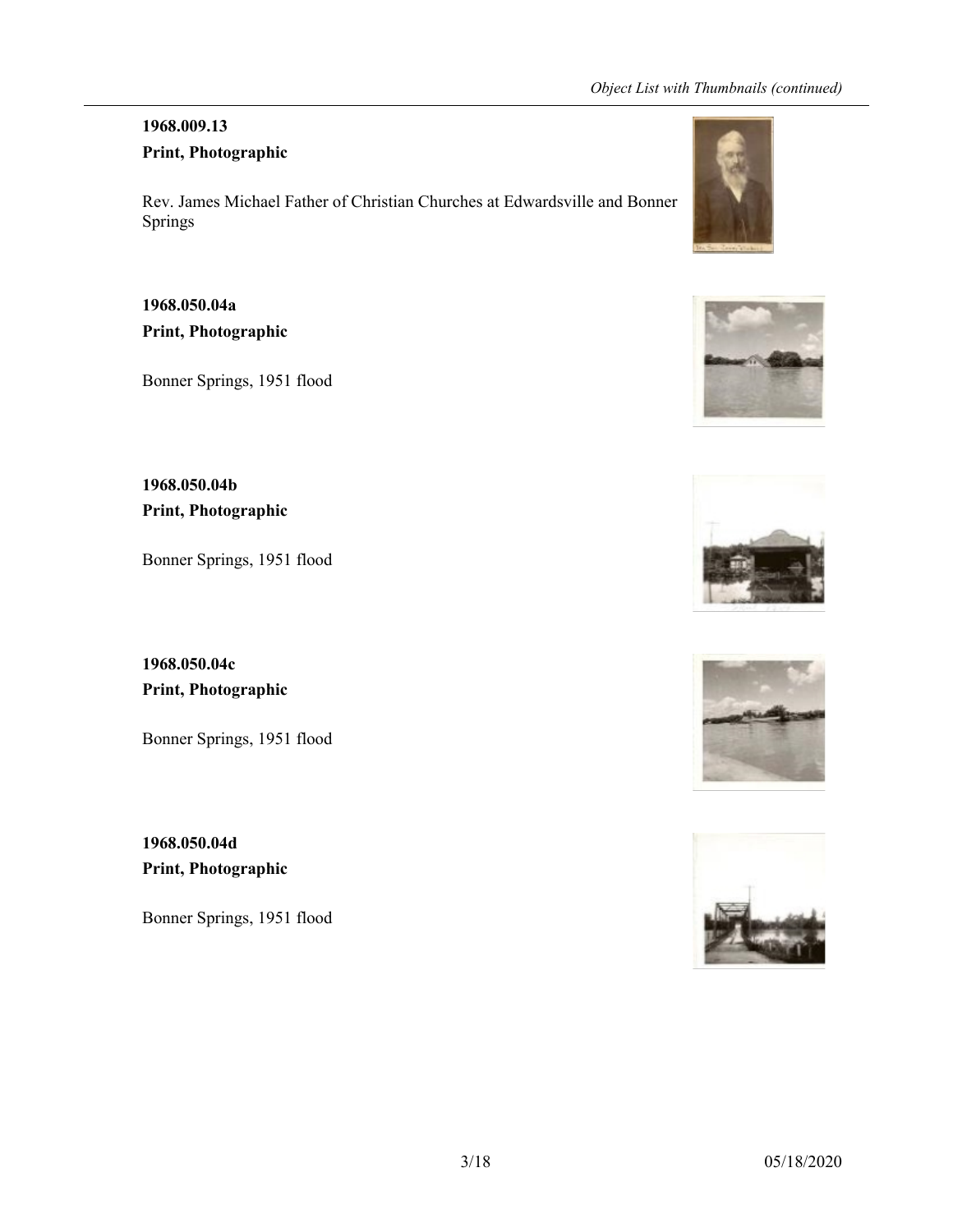**1968.009.13**

**Print, Photographic**

Rev. James Michael Father of Christian Churches at Edwardsville and Bonner Springs

**1968.050.04a**

**Print, Photographic**

Bonner Springs, 1951 flood

**1968.050.04b**

**Print, Photographic**

Bonner Springs, 1951 flood

**1968.050.04c**

**Print, Photographic**

Bonner Springs, 1951 flood

**1968.050.04d**

**Print, Photographic**

Bonner Springs, 1951 flood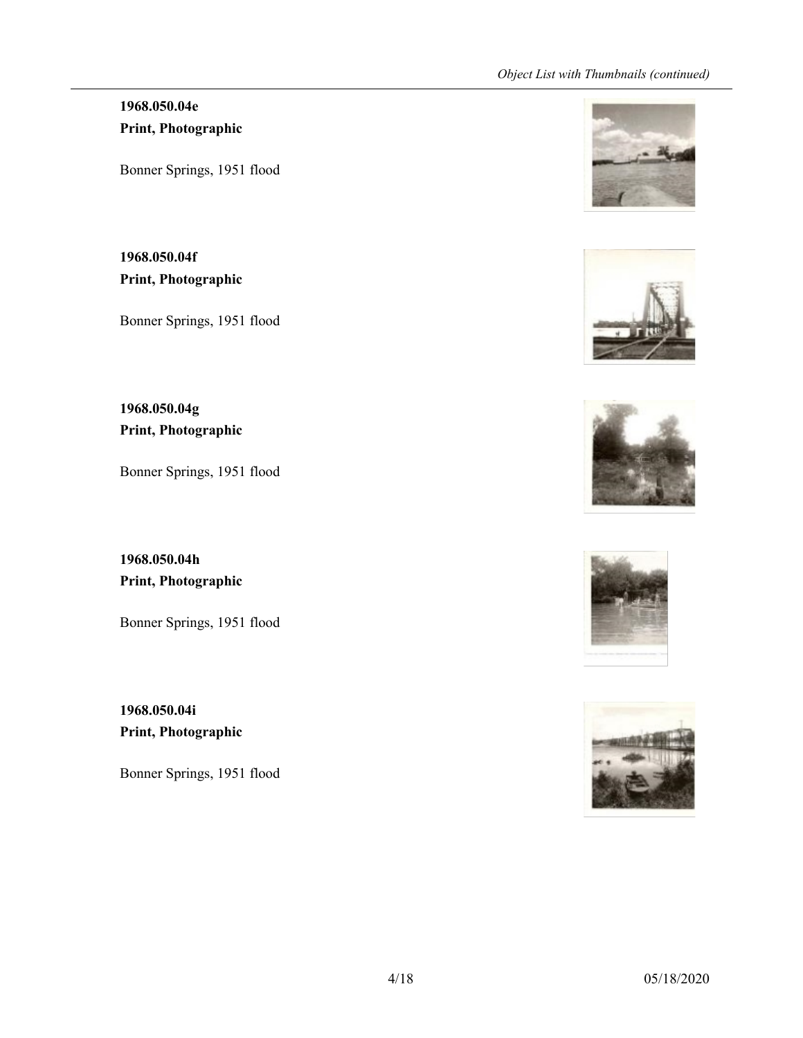**1968.050.04e**
**Print, Photographic**

Bonner Springs, 1951 flood

**1968.050.04f**
**Print, Photographic**

Bonner Springs, 1951 flood

**1968.050.04g**
**Print, Photographic**

Bonner Springs, 1951 flood

**1968.050.04h**
**Print, Photographic**

Bonner Springs, 1951 flood

**1968.050.04i**
**Print, Photographic**

Bonner Springs, 1951 flood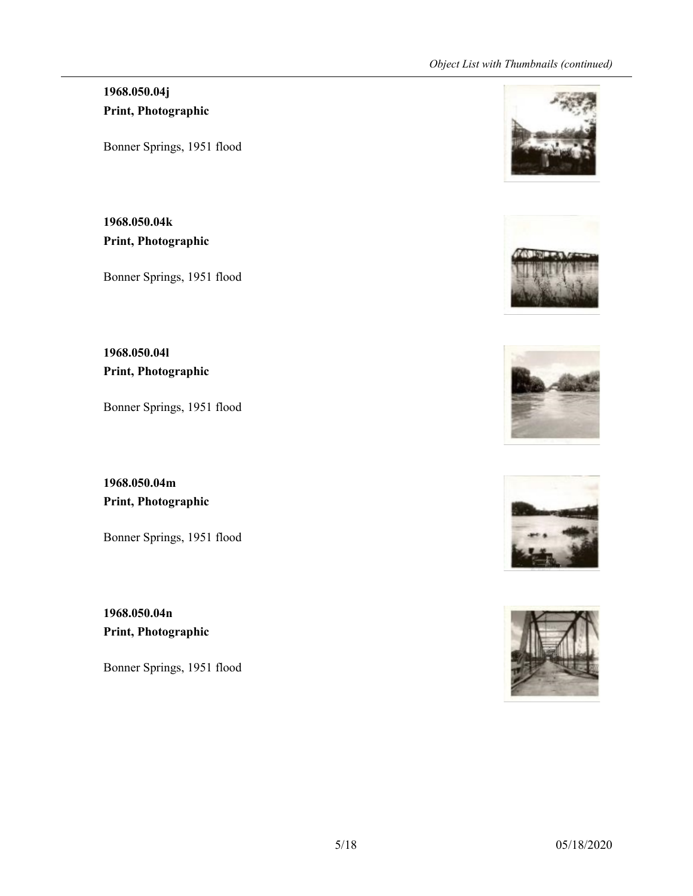**1968.050.04j**
**Print, Photographic**

Bonner Springs, 1951 flood

**1968.050.04k**
**Print, Photographic**

Bonner Springs, 1951 flood

**1968.050.04l**
**Print, Photographic**

Bonner Springs, 1951 flood

**1968.050.04m**
**Print, Photographic**

Bonner Springs, 1951 flood

**1968.050.04n**
**Print, Photographic**

Bonner Springs, 1951 flood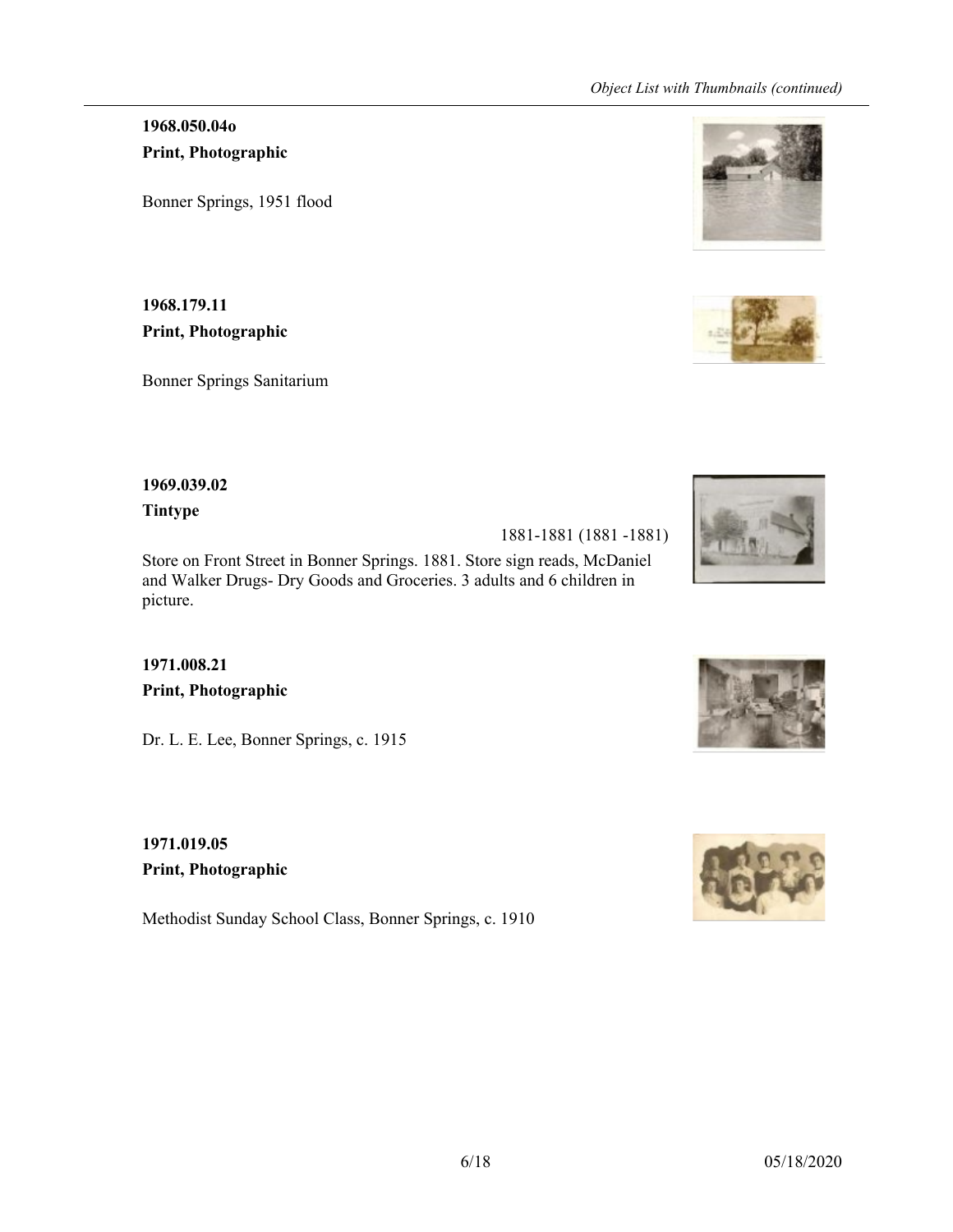**1968.050.04o**
**Print, Photographic**

Bonner Springs, 1951 flood

**1968.179.11**
**Print, Photographic**

Bonner Springs Sanitarium

**1969.039.02**
**Tintype**

1881-1881 (1881 -1881)

Store on Front Street in Bonner Springs. 1881. Store sign reads, McDaniel and Walker Drugs- Dry Goods and Groceries. 3 adults and 6 children in picture.

**1971.008.21**
**Print, Photographic**

Dr. L. E. Lee, Bonner Springs, c. 1915

**1971.019.05**
**Print, Photographic**

Methodist Sunday School Class, Bonner Springs, c. 1910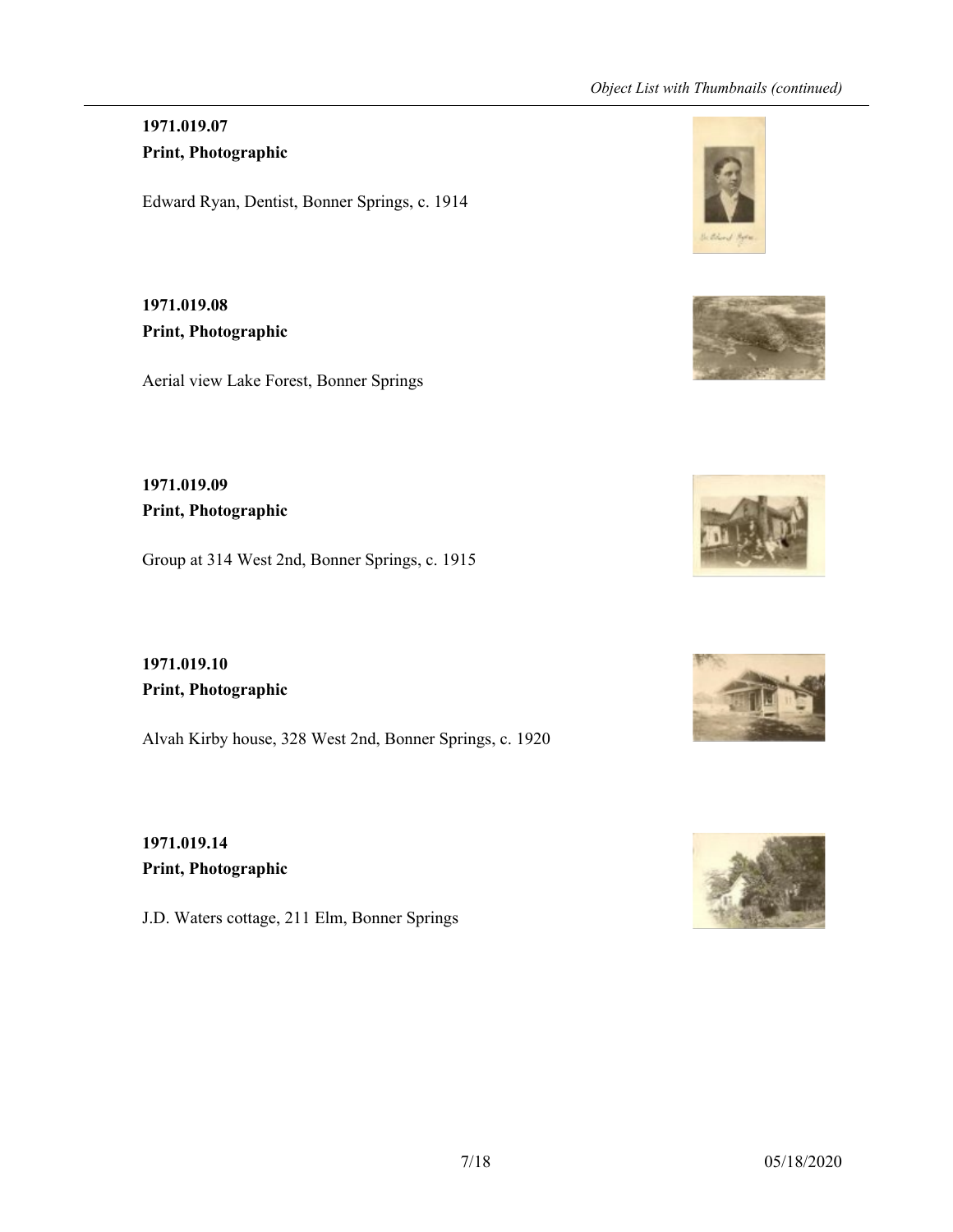**1971.019.07**
**Print, Photographic**

Edward Ryan, Dentist, Bonner Springs, c. 1914

**1971.019.08**
**Print, Photographic**

Aerial view Lake Forest, Bonner Springs

**1971.019.09**
**Print, Photographic**

Group at 314 West 2nd, Bonner Springs, c. 1915

**1971.019.10**
**Print, Photographic**

Alvah Kirby house, 328 West 2nd, Bonner Springs, c. 1920

**1971.019.14**
**Print, Photographic**

J.D. Waters cottage, 211 Elm, Bonner Springs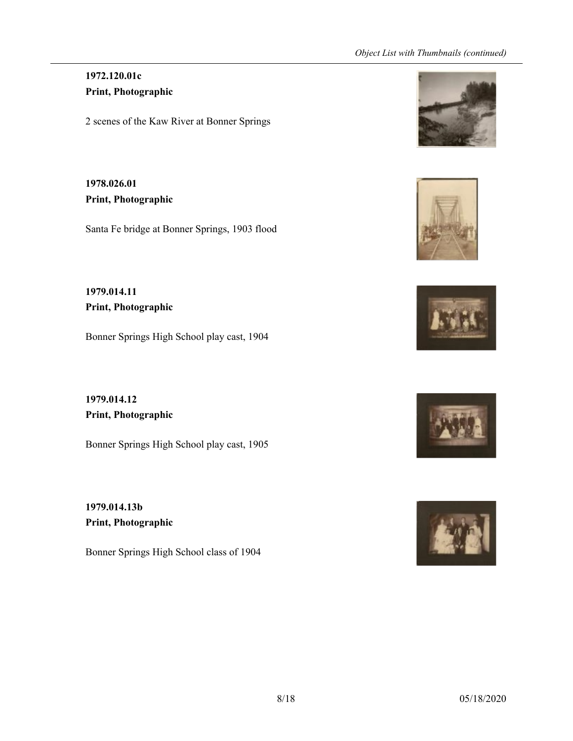**1972.120.01c**
**Print, Photographic**

2 scenes of the Kaw River at Bonner Springs

**1978.026.01**
**Print, Photographic**

Santa Fe bridge at Bonner Springs, 1903 flood

**1979.014.11**
**Print, Photographic**

Bonner Springs High School play cast, 1904

**1979.014.12**
**Print, Photographic**

Bonner Springs High School play cast, 1905

**1979.014.13b**
**Print, Photographic**

Bonner Springs High School class of 1904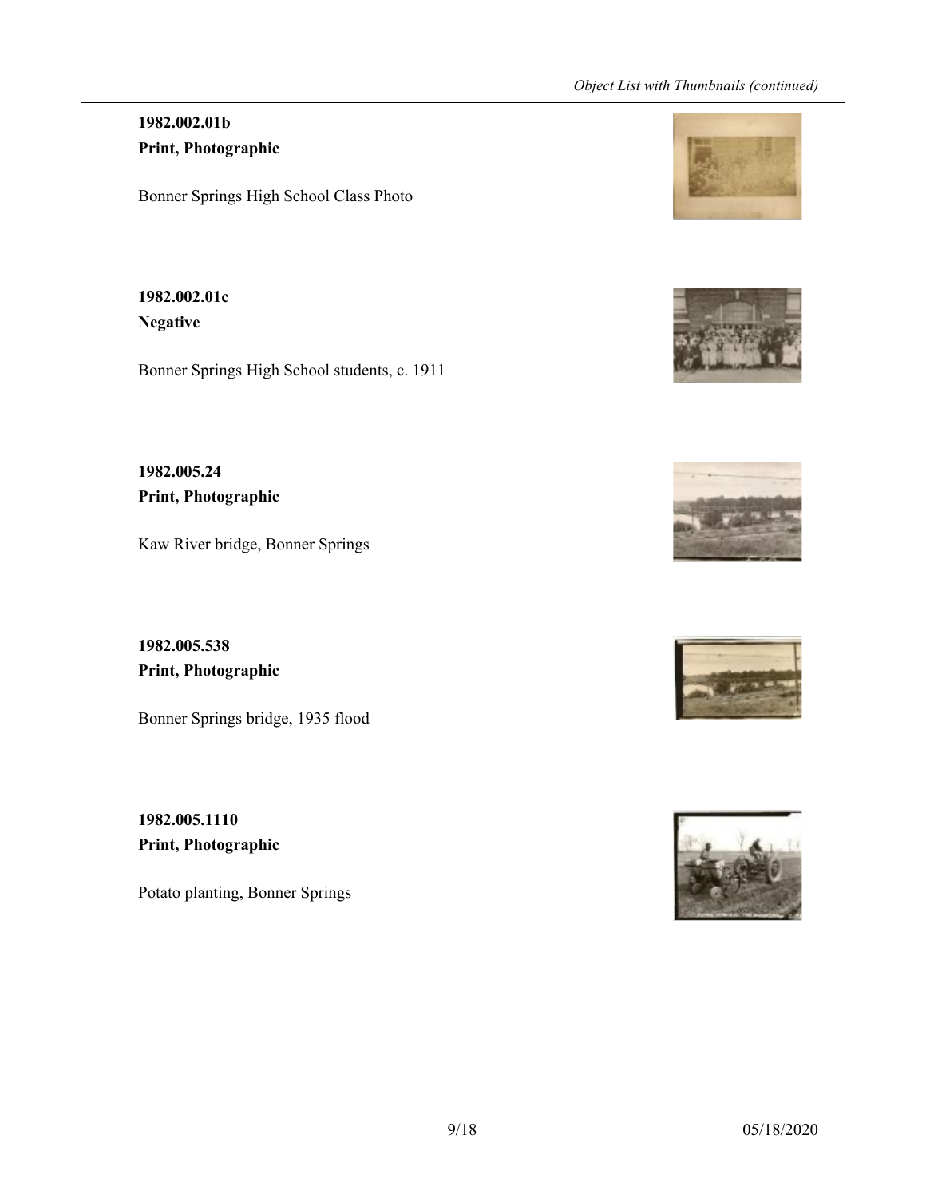**1982.002.01b**
**Print, Photographic**

Bonner Springs High School Class Photo

**1982.002.01c**
**Negative**

Bonner Springs High School students, c. 1911

**1982.005.24**
**Print, Photographic**

Kaw River bridge, Bonner Springs

**1982.005.538**
**Print, Photographic**

Bonner Springs bridge, 1935 flood

**1982.005.1110**
**Print, Photographic**

Potato planting, Bonner Springs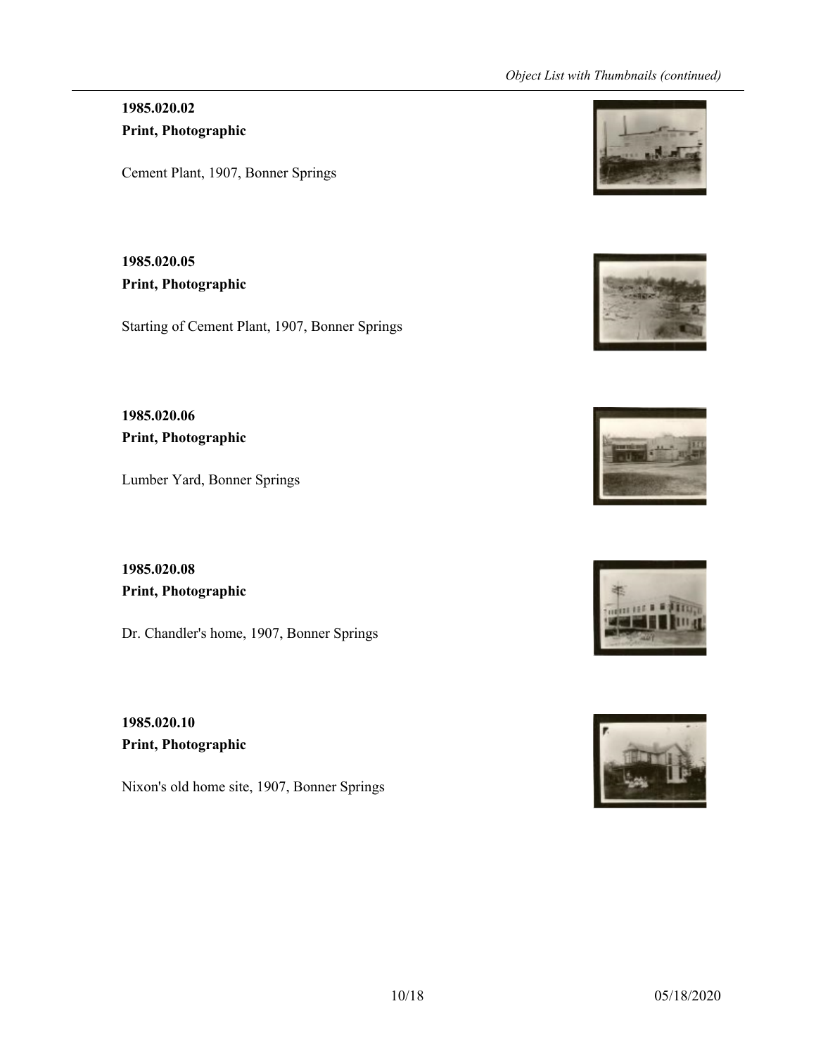**1985.020.02**
**Print, Photographic**

Cement Plant, 1907, Bonner Springs

**1985.020.05**
**Print, Photographic**

Starting of Cement Plant, 1907, Bonner Springs

**1985.020.06**
**Print, Photographic**

Lumber Yard, Bonner Springs

**1985.020.08**
**Print, Photographic**

Dr. Chandler's home, 1907, Bonner Springs

**1985.020.10**
**Print, Photographic**

Nixon's old home site, 1907, Bonner Springs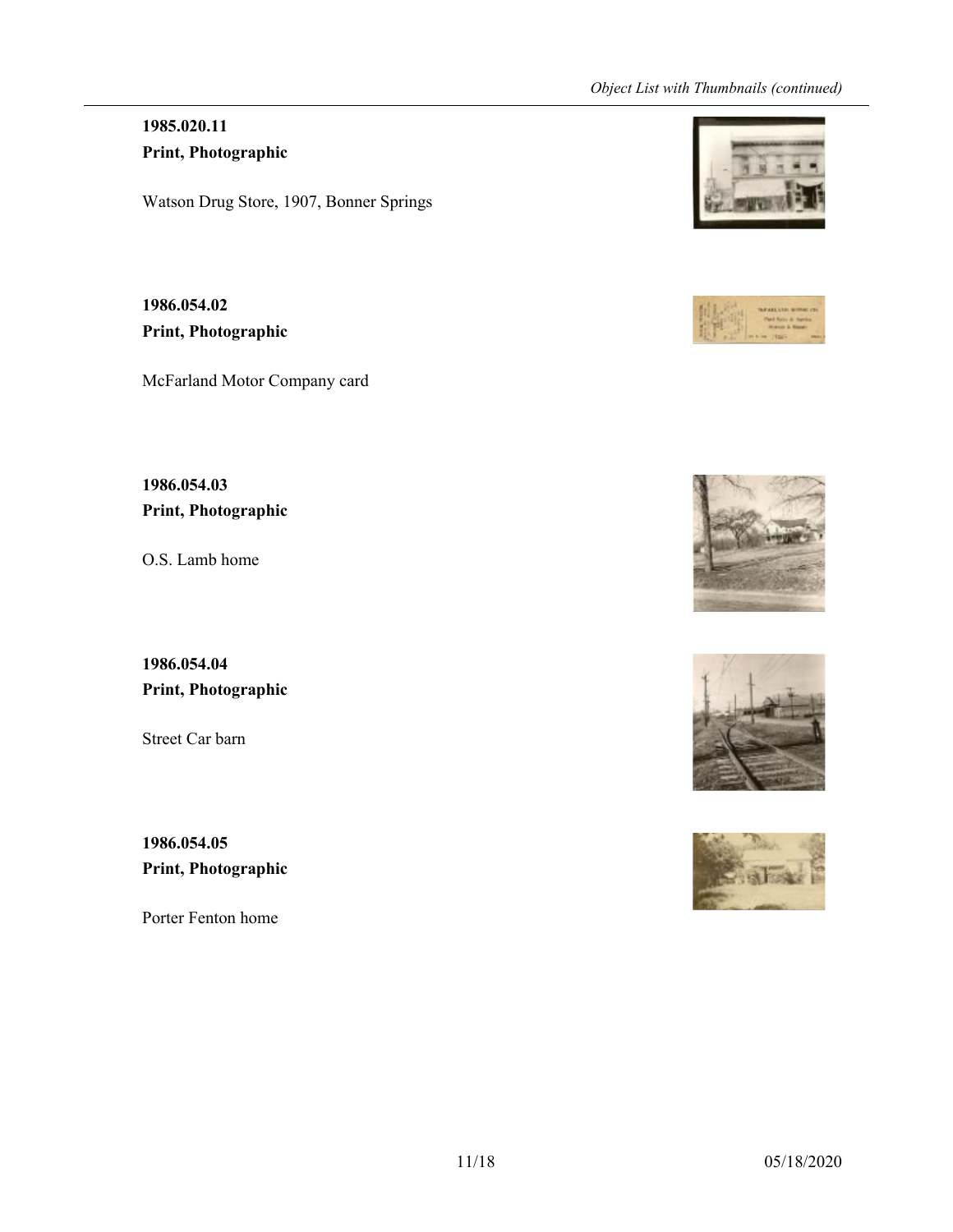**1985.020.11**
**Print, Photographic**

Watson Drug Store, 1907, Bonner Springs

**1986.054.02**
**Print, Photographic**

McFarland Motor Company card

**1986.054.03**
**Print, Photographic**

O.S. Lamb home

**1986.054.04**
**Print, Photographic**

Street Car barn

**1986.054.05**
**Print, Photographic**

Porter Fenton home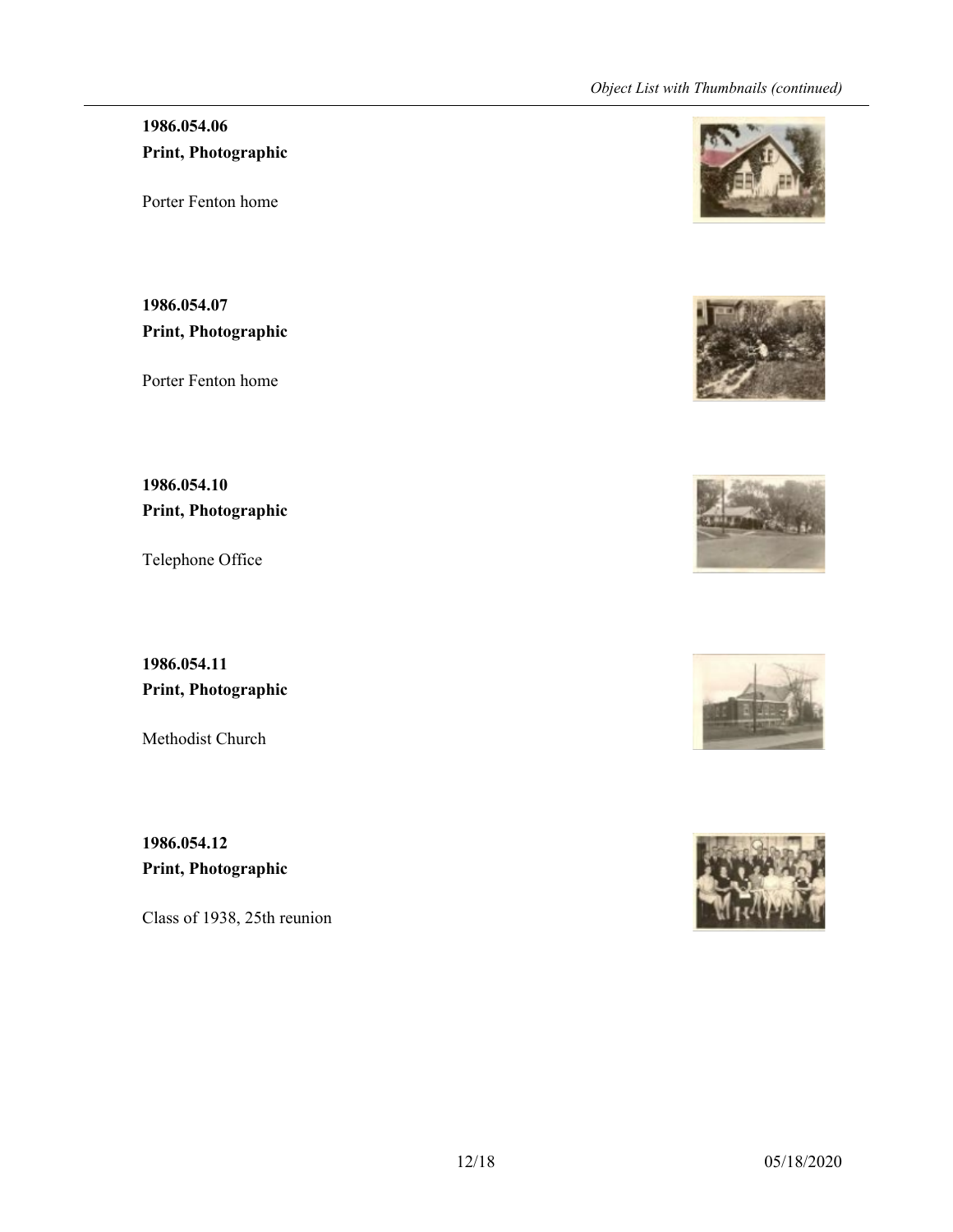**1986.054.06**
**Print, Photographic**

Porter Fenton home

**1986.054.07**
**Print, Photographic**

Porter Fenton home

**1986.054.10**
**Print, Photographic**

Telephone Office

**1986.054.11**
**Print, Photographic**

Methodist Church

**1986.054.12**
**Print, Photographic**

Class of 1938, 25th reunion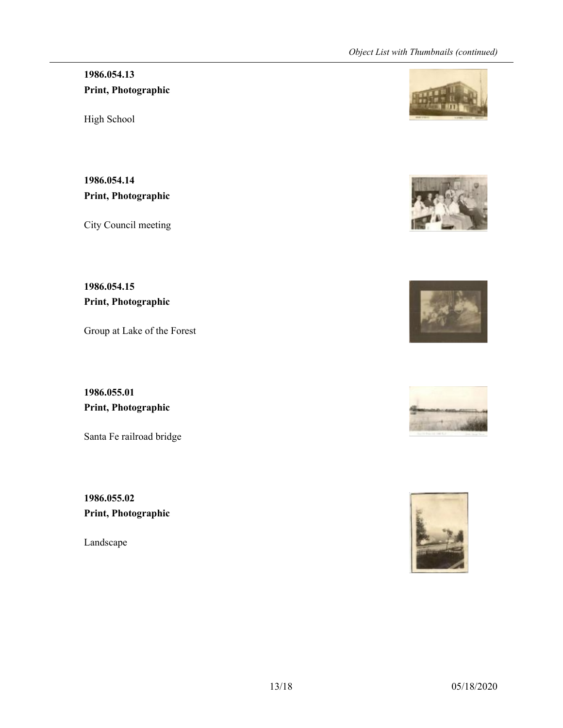**1986.054.13**
**Print, Photographic**

High School

**1986.054.14**
**Print, Photographic**

City Council meeting

**1986.054.15**
**Print, Photographic**

Group at Lake of the Forest

**1986.055.01**
**Print, Photographic**

Santa Fe railroad bridge

**1986.055.02**
**Print, Photographic**

Landscape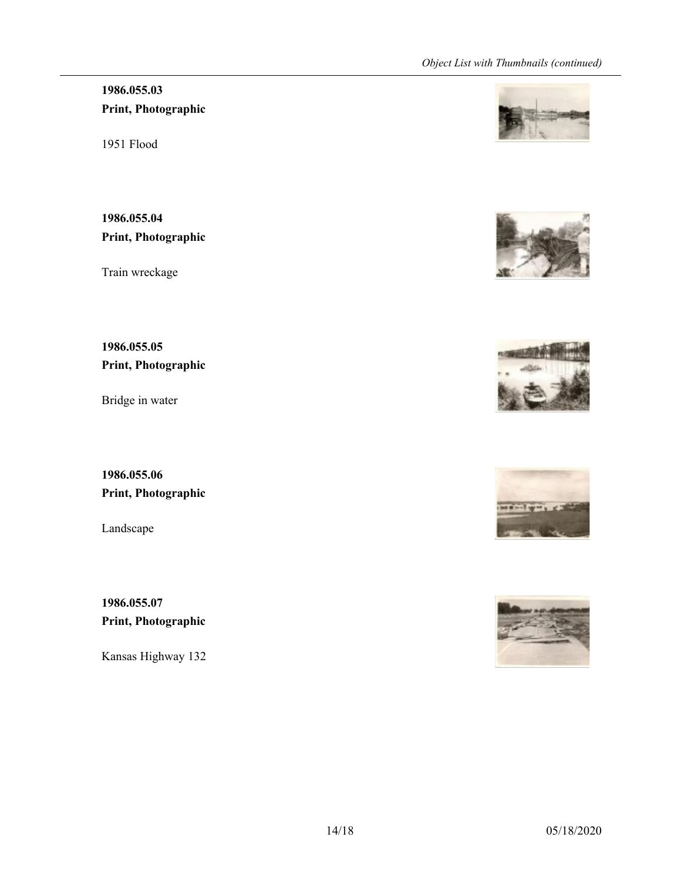**1986.055.03**
**Print, Photographic**

1951 Flood

**1986.055.04**
**Print, Photographic**

Train wreckage

**1986.055.05**
**Print, Photographic**

Bridge in water

**1986.055.06**
**Print, Photographic**

Landscape

**1986.055.07**
**Print, Photographic**

Kansas Highway 132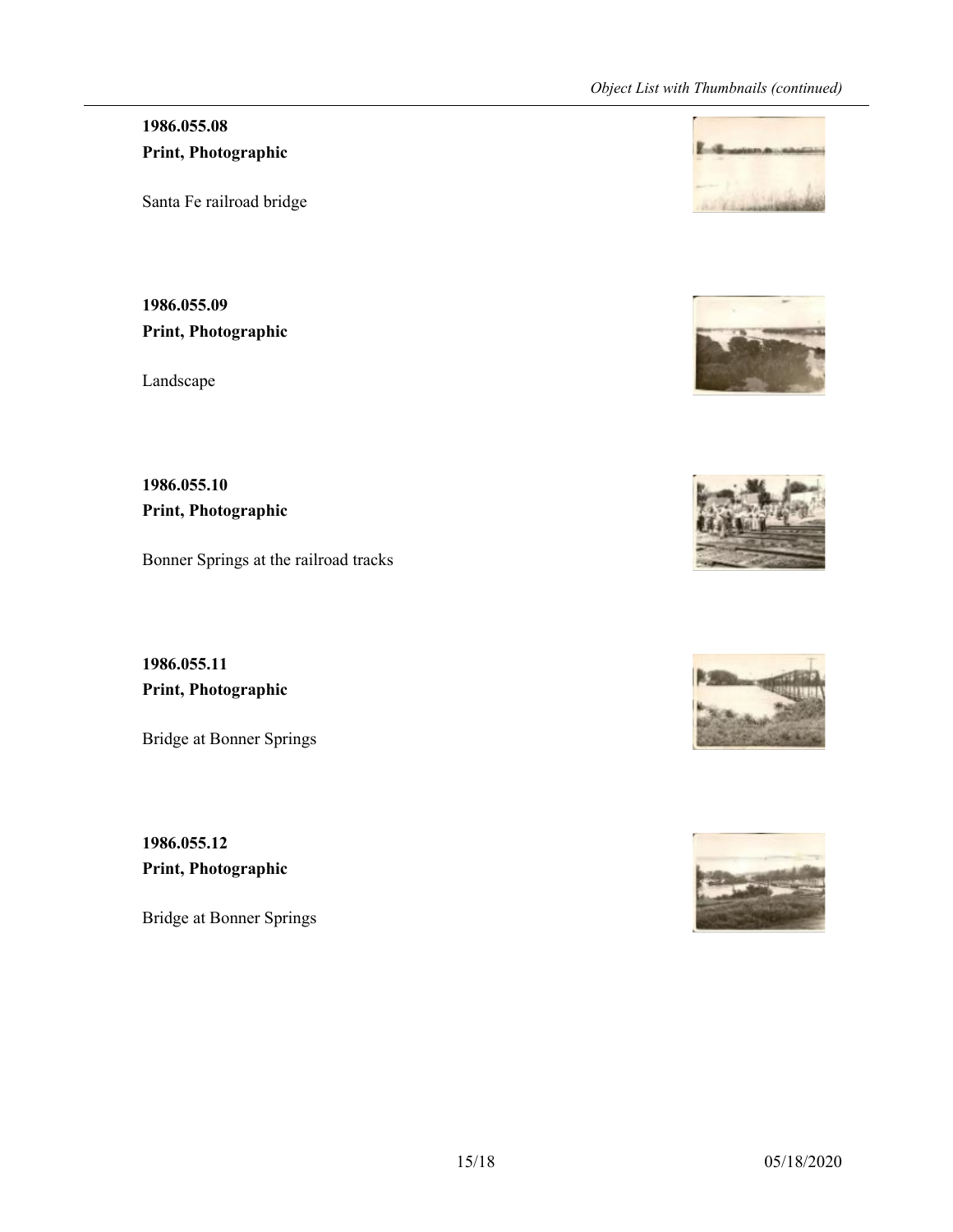**1986.055.08**
**Print, Photographic**

Santa Fe railroad bridge

**1986.055.09**
**Print, Photographic**

Landscape

**1986.055.10**
**Print, Photographic**

Bonner Springs at the railroad tracks

**1986.055.11**
**Print, Photographic**

Bridge at Bonner Springs

**1986.055.12**
**Print, Photographic**

Bridge at Bonner Springs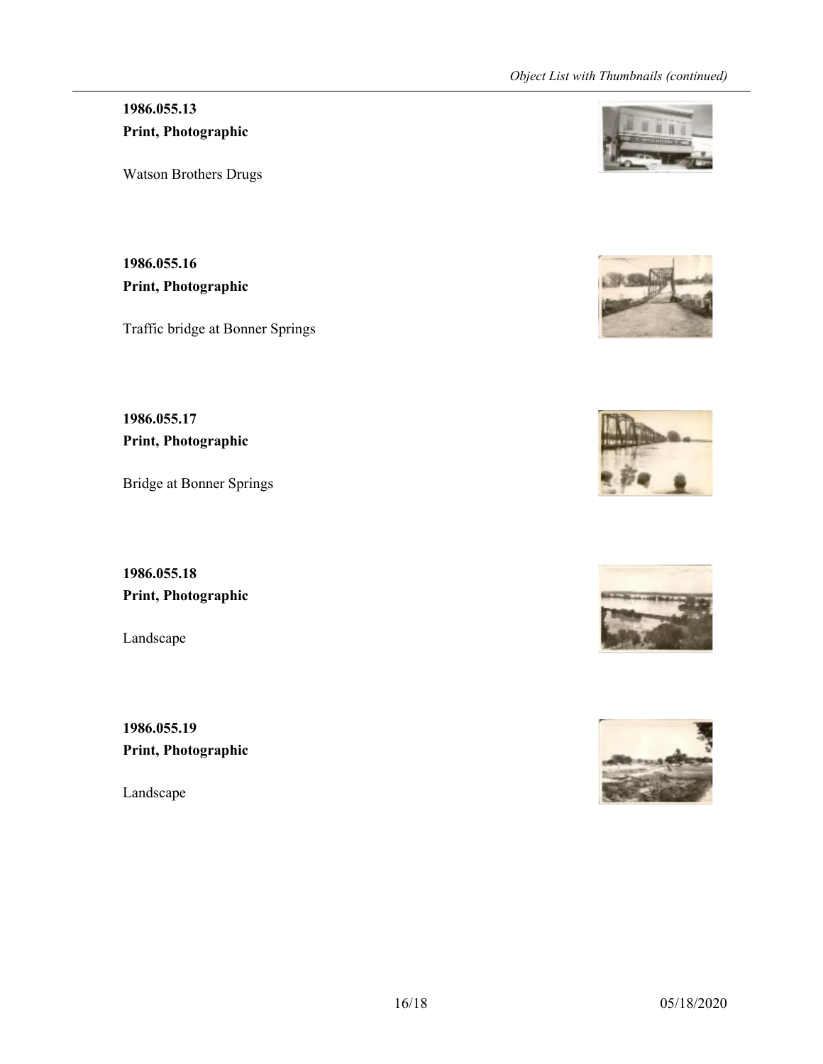**1986.055.13**
**Print, Photographic**

Watson Brothers Drugs

**1986.055.16**
**Print, Photographic**

Traffic bridge at Bonner Springs

**1986.055.17**
**Print, Photographic**

Bridge at Bonner Springs

**1986.055.18**
**Print, Photographic**

Landscape

**1986.055.19**
**Print, Photographic**

Landscape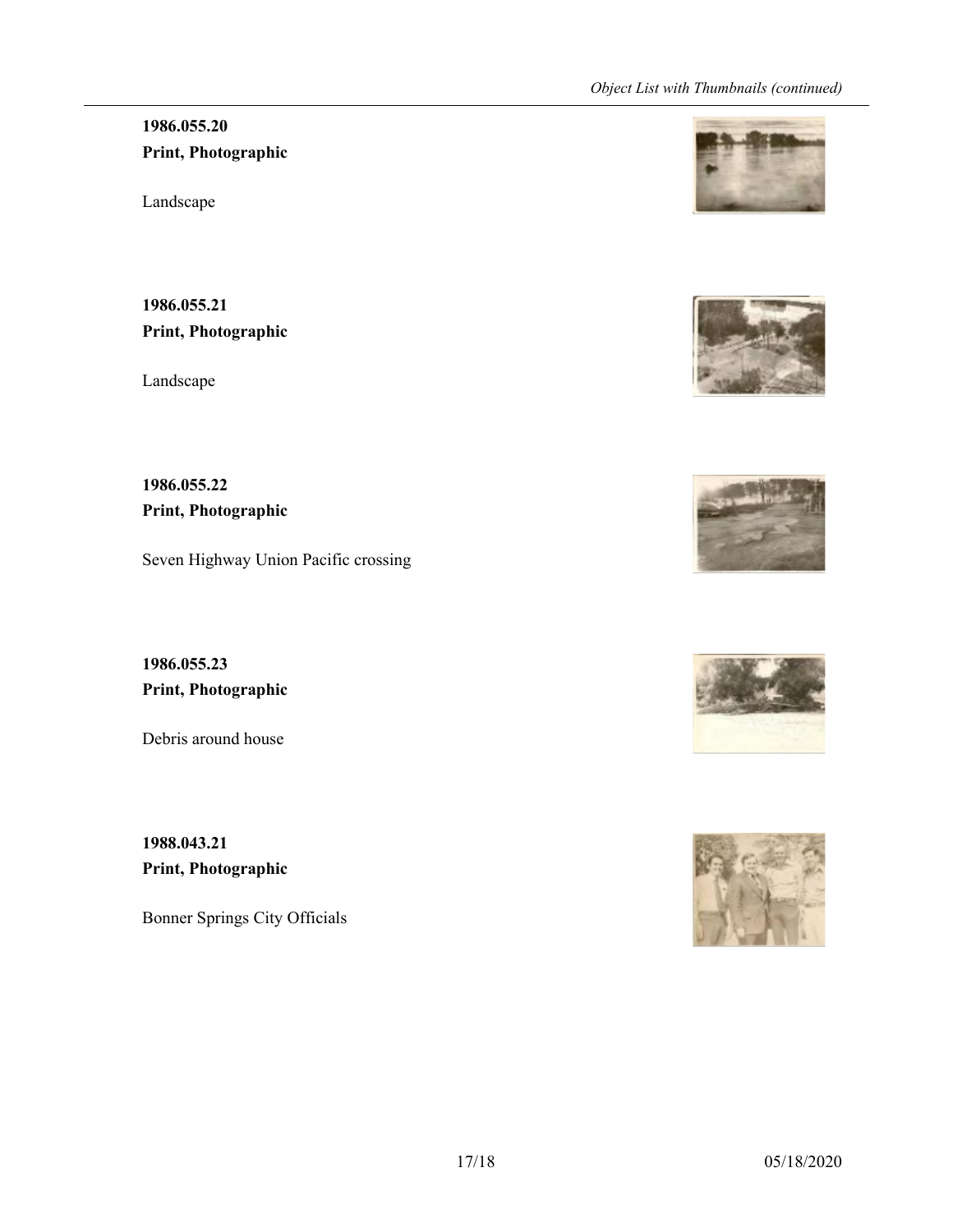**1986.055.20**
**Print, Photographic**

Landscape

**1986.055.21**
**Print, Photographic**

Landscape

**1986.055.22**
**Print, Photographic**

Seven Highway Union Pacific crossing

**1986.055.23**
**Print, Photographic**

Debris around house

**1988.043.21**
**Print, Photographic**

Bonner Springs City Officials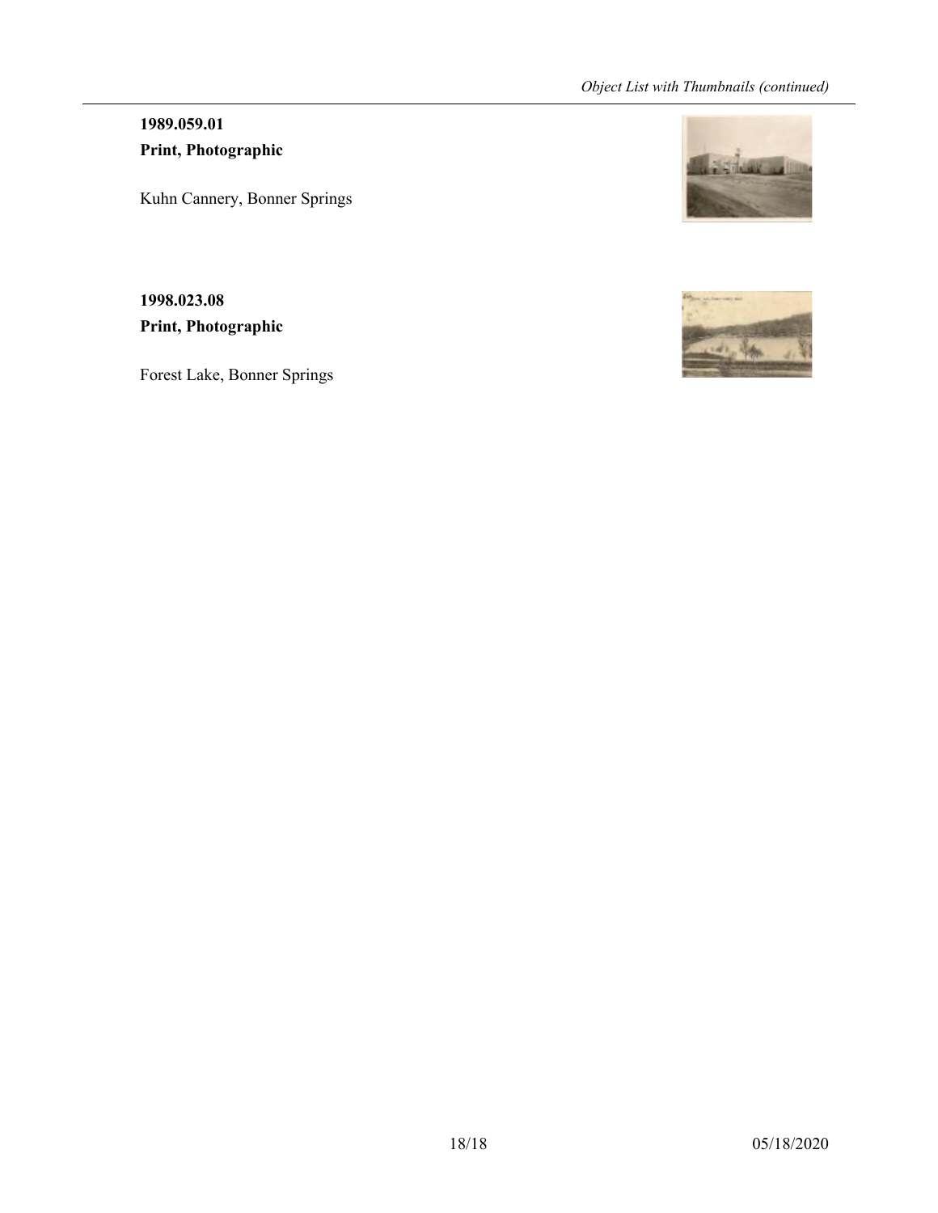**1989.059.01**
**Print, Photographic**

Kuhn Cannery, Bonner Springs

**1998.023.08**
**Print, Photographic**

Forest Lake, Bonner Springs